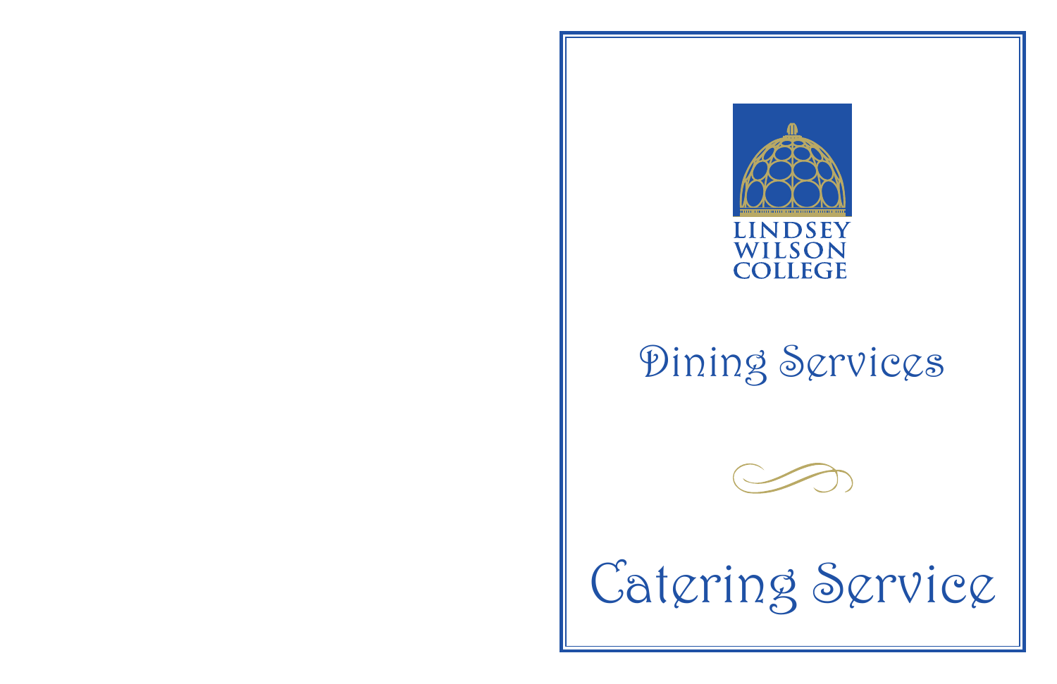LINDSEY WILSON COLLEGE

# Dining Services

# Catering Service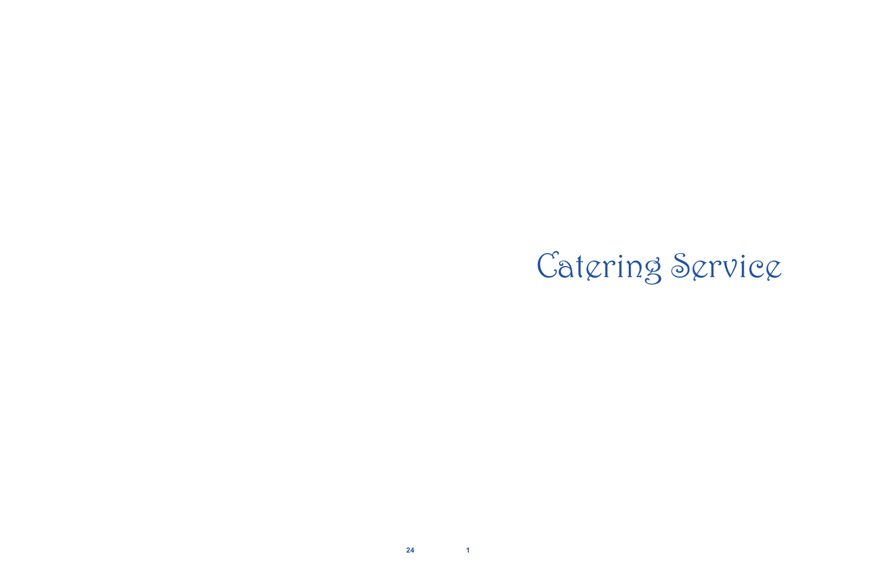# Catering Service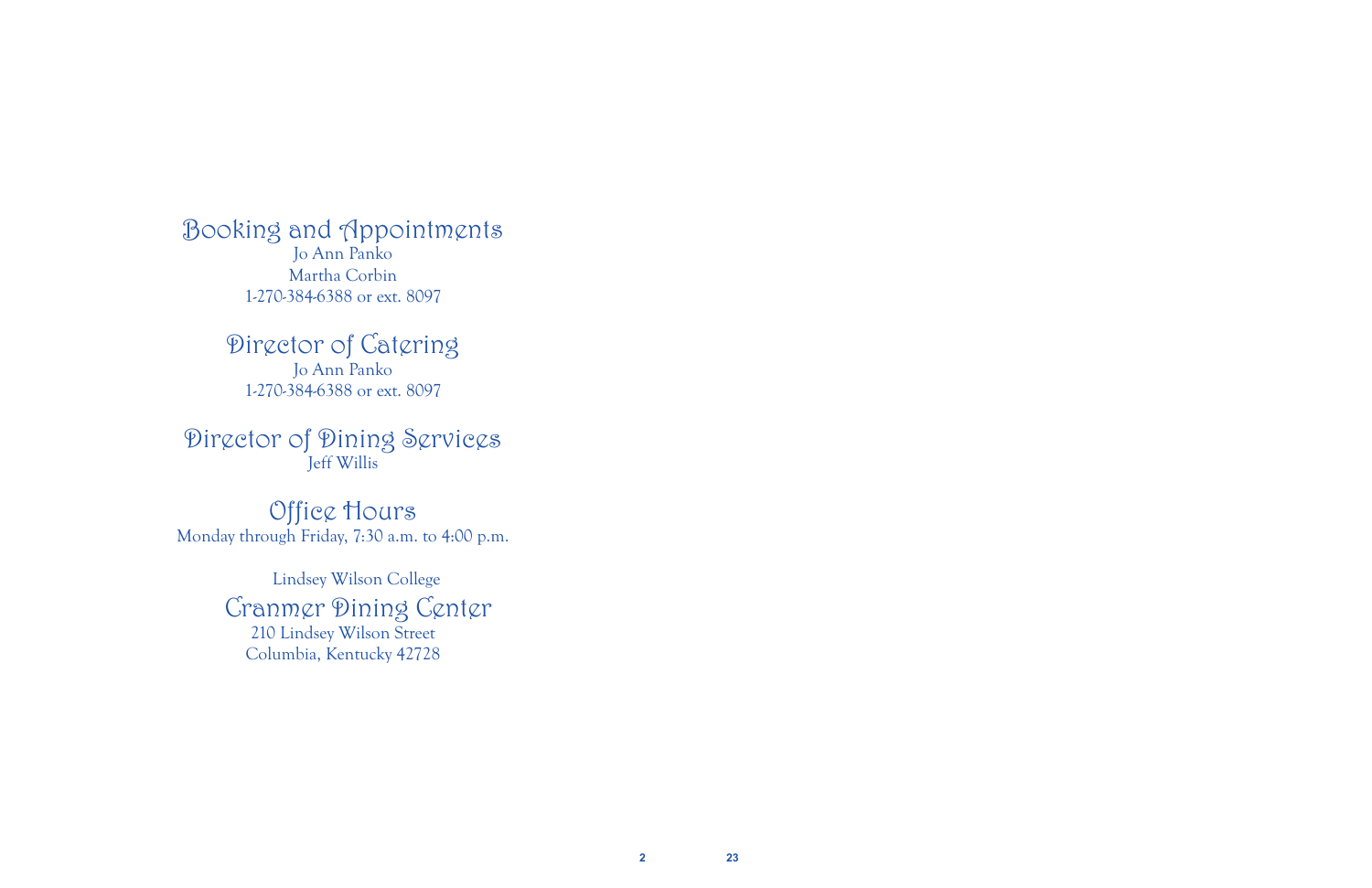## Booking and Appointments

Jo Ann Panko
Martha Corbin
1-270-384-6388 or ext. 8097

## Director of Catering

Jo Ann Panko
1-270-384-6388 or ext. 8097

## Director of Dining Services

Jeff Willis

## Office Hours

Monday through Friday, 7:30 a.m. to 4:00 p.m.

Lindsey Wilson College

## Cranmer Dining Center

210 Lindsey Wilson Street
Columbia, Kentucky 42728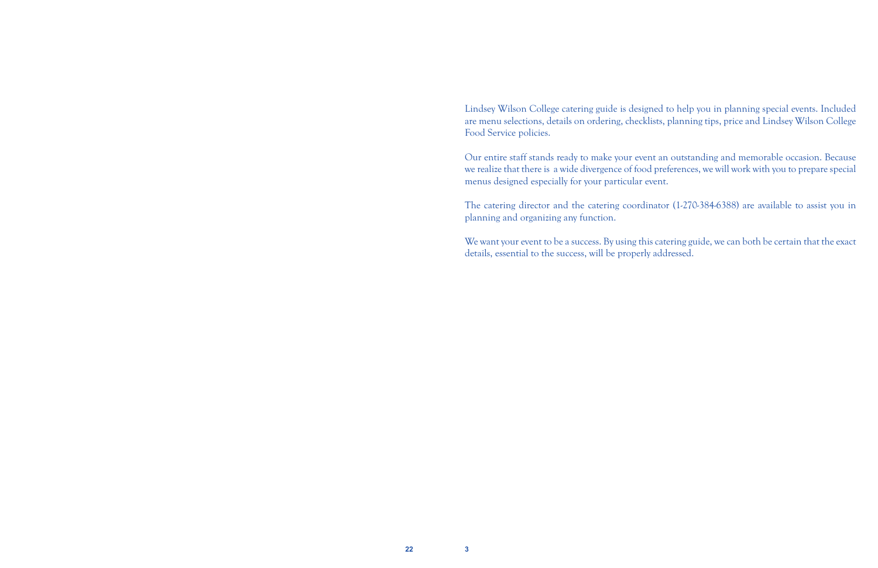Lindsey Wilson College catering guide is designed to help you in planning special events. Included are menu selections, details on ordering, checklists, planning tips, price and Lindsey Wilson College Food Service policies.

Our entire staff stands ready to make your event an outstanding and memorable occasion. Because we realize that there is a wide divergence of food preferences, we will work with you to prepare special menus designed especially for your particular event.

The catering director and the catering coordinator (1-270-384-6388) are available to assist you in planning and organizing any function.

We want your event to be a success. By using this catering guide, we can both be certain that the exact details, essential to the success, will be properly addressed.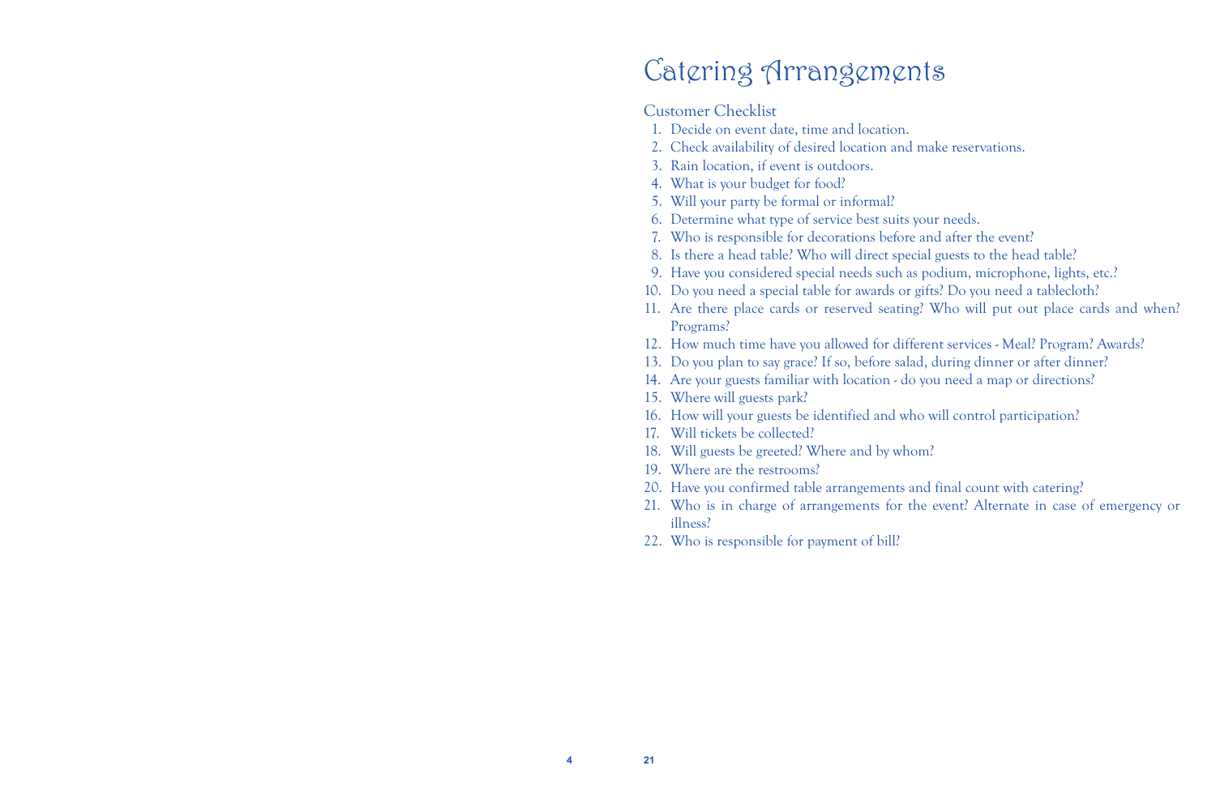# Catering Arrangements

## Customer Checklist

1. Decide on event date, time and location.
2. Check availability of desired location and make reservations.
3. Rain location, if event is outdoors.
4. What is your budget for food?
5. Will your party be formal or informal?
6. Determine what type of service best suits your needs.
7. Who is responsible for decorations before and after the event?
8. Is there a head table? Who will direct special guests to the head table?
9. Have you considered special needs such as podium, microphone, lights, etc.?
10. Do you need a special table for awards or gifts? Do you need a tablecloth?
11. Are there place cards or reserved seating? Who will put out place cards and when? Programs?
12. How much time have you allowed for different services - Meal? Program? Awards?
13. Do you plan to say grace? If so, before salad, during dinner or after dinner?
14. Are your guests familiar with location - do you need a map or directions?
15. Where will guests park?
16. How will your guests be identified and who will control participation?
17. Will tickets be collected?
18. Will guests be greeted? Where and by whom?
19. Where are the restrooms?
20. Have you confirmed table arrangements and final count with catering?
21. Who is in charge of arrangements for the event? Alternate in case of emergency or illness?
22. Who is responsible for payment of bill?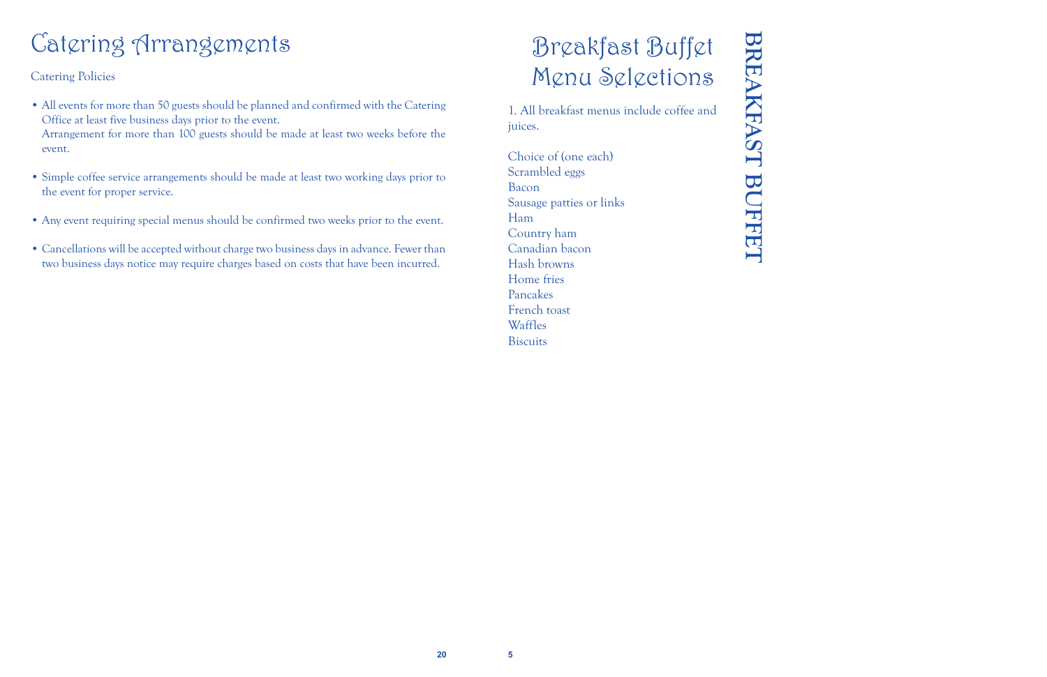# Catering Arrangements

Catering Policies

- All events for more than 50 guests should be planned and confirmed with the Catering Office at least five business days prior to the event.
  Arrangement for more than 100 guests should be made at least two weeks before the event.

- Simple coffee service arrangements should be made at least two working days prior to the event for proper service.

- Any event requiring special menus should be confirmed two weeks prior to the event.

- Cancellations will be accepted without charge two business days in advance. Fewer than two business days notice may require charges based on costs that have been incurred.

# Breakfast Buffet Menu Selections

BREAKFAST BUFFET

1. All breakfast menus include coffee and juices.

Choice of (one each)
Scrambled eggs
Bacon
Sausage patties or links
Ham
Country ham
Canadian bacon
Hash browns
Home fries
Pancakes
French toast
Waffles
Biscuits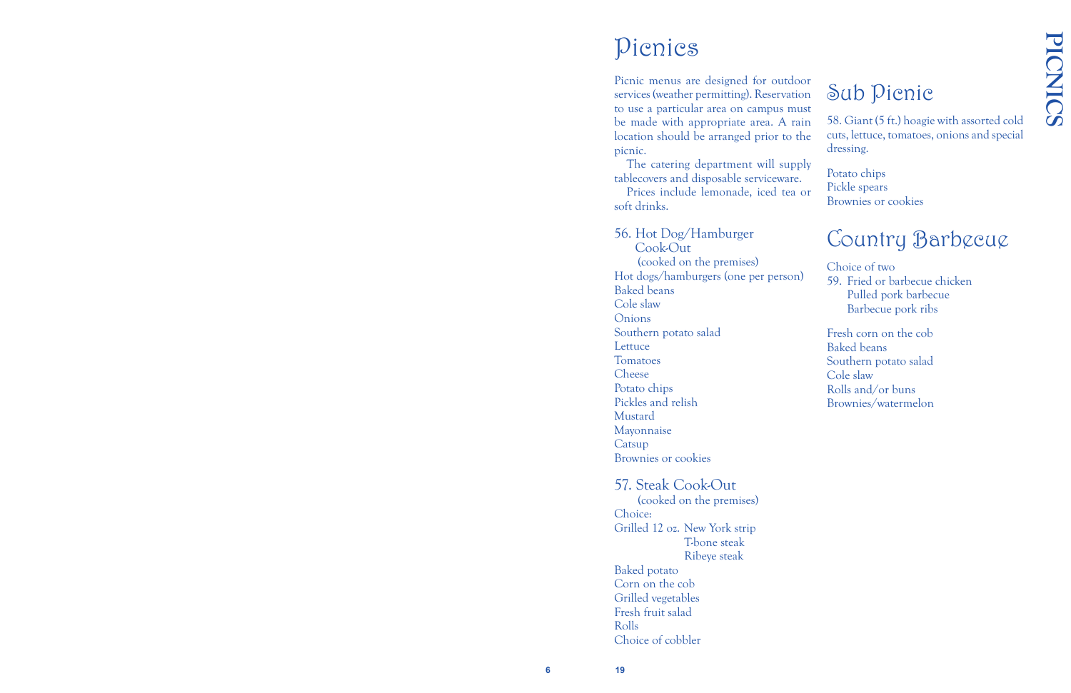# Picnics

Picnic menus are designed for outdoor services (weather permitting). Reservation to use a particular area on campus must be made with appropriate area. A rain location should be arranged prior to the picnic.

The catering department will supply tablecovers and disposable serviceware.

Prices include lemonade, iced tea or soft drinks.

### 56. Hot Dog/Hamburger Cook-Out

(cooked on the premises)

Hot dogs/hamburgers (one per person)
Baked beans
Cole slaw
Onions
Southern potato salad
Lettuce
Tomatoes
Cheese
Potato chips
Pickles and relish
Mustard
Mayonnaise
Catsup
Brownies or cookies

### 57. Steak Cook-Out

(cooked on the premises)

Choice:
Grilled 12 oz. New York strip
T-bone steak
Ribeye steak

Baked potato
Corn on the cob
Grilled vegetables
Fresh fruit salad
Rolls
Choice of cobbler

## Sub Picnic

58. Giant (5 ft.) hoagie with assorted cold cuts, lettuce, tomatoes, onions and special dressing.

Potato chips
Pickle spears
Brownies or cookies

## Country Barbecue

Choice of two

59. Fried or barbecue chicken
Pulled pork barbecue
Barbecue pork ribs

Fresh corn on the cob
Baked beans
Southern potato salad
Cole slaw
Rolls and/or buns
Brownies/watermelon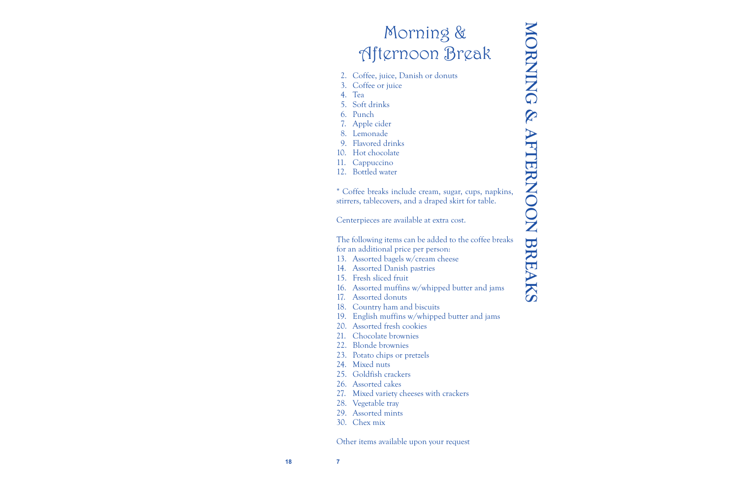# Morning & Afternoon Break

2. Coffee, juice, Danish or donuts
3. Coffee or juice
4. Tea
5. Soft drinks
6. Punch
7. Apple cider
8. Lemonade
9. Flavored drinks
10. Hot chocolate
11. Cappuccino
12. Bottled water

* Coffee breaks include cream, sugar, cups, napkins, stirrers, tablecovers, and a draped skirt for table.

Centerpieces are available at extra cost.

The following items can be added to the coffee breaks for an additional price per person:

13. Assorted bagels w/cream cheese
14. Assorted Danish pastries
15. Fresh sliced fruit
16. Assorted muffins w/whipped butter and jams
17. Assorted donuts
18. Country ham and biscuits
19. English muffins w/whipped butter and jams
20. Assorted fresh cookies
21. Chocolate brownies
22. Blonde brownies
23. Potato chips or pretzels
24. Mixed nuts
25. Goldfish crackers
26. Assorted cakes
27. Mixed variety cheeses with crackers
28. Vegetable tray
29. Assorted mints
30. Chex mix

Other items available upon your request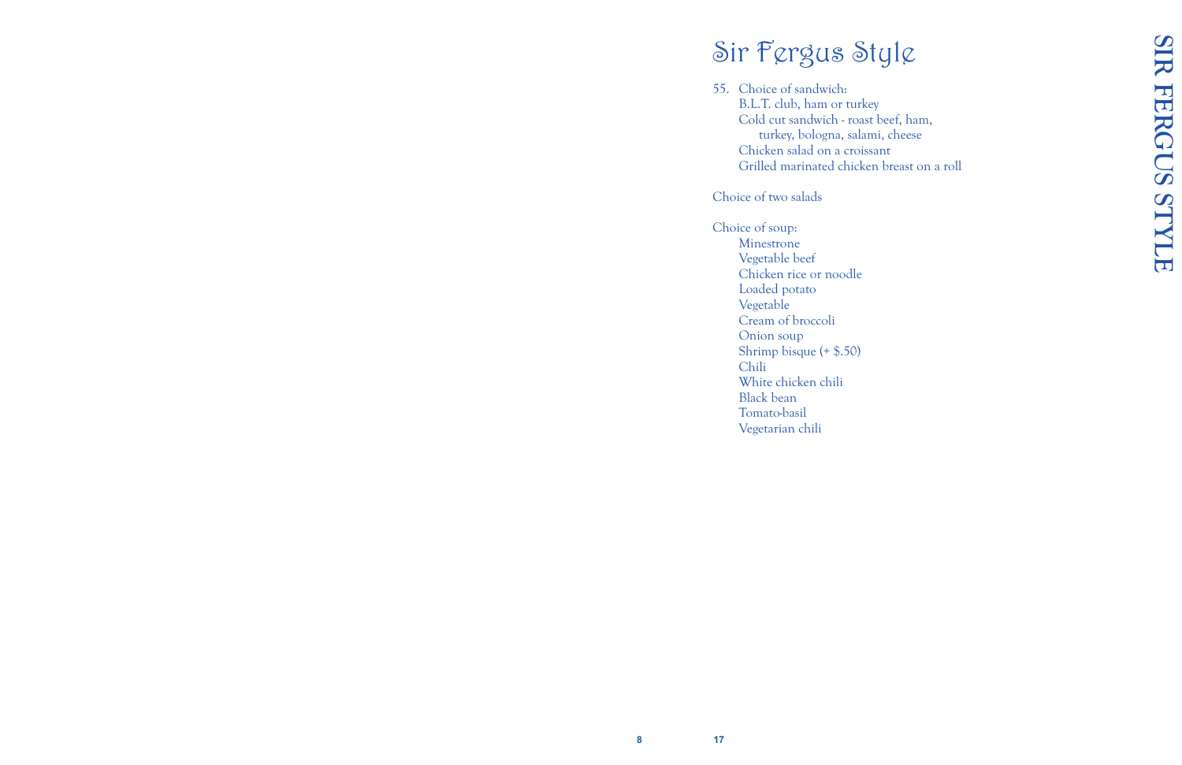# Sir Fergus Style

55. Choice of sandwich:
    - B.L.T. club, ham or turkey
    - Cold cut sandwich - roast beef, ham, turkey, bologna, salami, cheese
    - Chicken salad on a croissant
    - Grilled marinated chicken breast on a roll

Choice of two salads

Choice of soup:
- Minestrone
- Vegetable beef
- Chicken rice or noodle
- Loaded potato
- Vegetable
- Cream of broccoli
- Onion soup
- Shrimp bisque (+ $.50)
- Chili
- White chicken chili
- Black bean
- Tomato-basil
- Vegetarian chili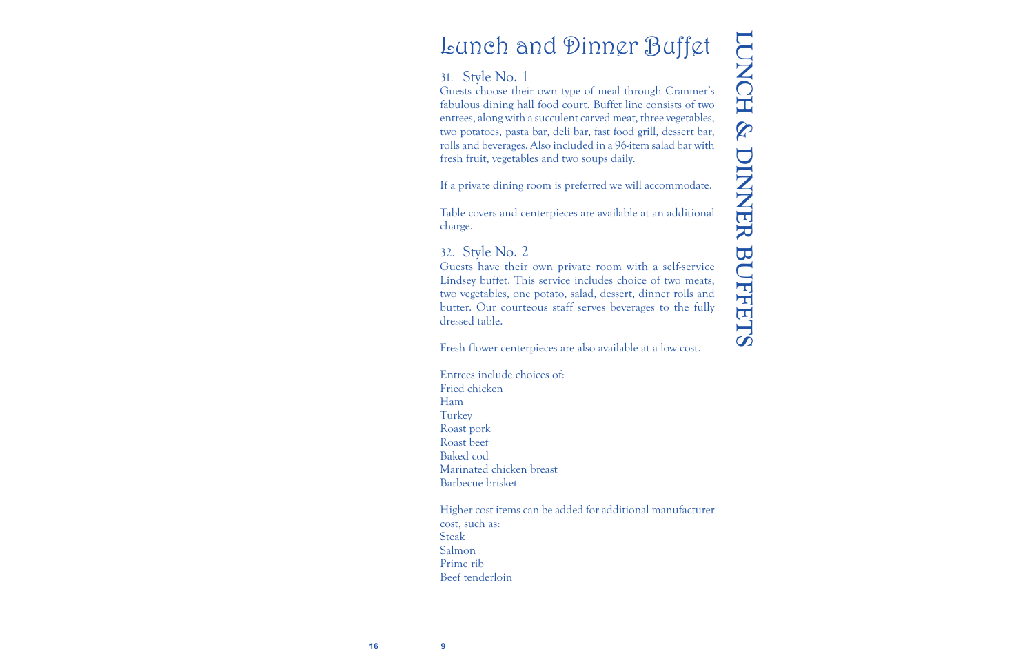# Lunch and Dinner Buffet

## 31. Style No. 1

Guests choose their own type of meal through Cranmer's fabulous dining hall food court. Buffet line consists of two entrees, along with a succulent carved meat, three vegetables, two potatoes, pasta bar, deli bar, fast food grill, dessert bar, rolls and beverages. Also included in a 96-item salad bar with fresh fruit, vegetables and two soups daily.

If a private dining room is preferred we will accommodate.

Table covers and centerpieces are available at an additional charge.

## 32. Style No. 2

Guests have their own private room with a self-service Lindsey buffet. This service includes choice of two meats, two vegetables, one potato, salad, dessert, dinner rolls and butter. Our courteous staff serves beverages to the fully dressed table.

Fresh flower centerpieces are also available at a low cost.

Entrees include choices of:
Fried chicken
Ham
Turkey
Roast pork
Roast beef
Baked cod
Marinated chicken breast
Barbecue brisket

Higher cost items can be added for additional manufacturer cost, such as:
Steak
Salmon
Prime rib
Beef tenderloin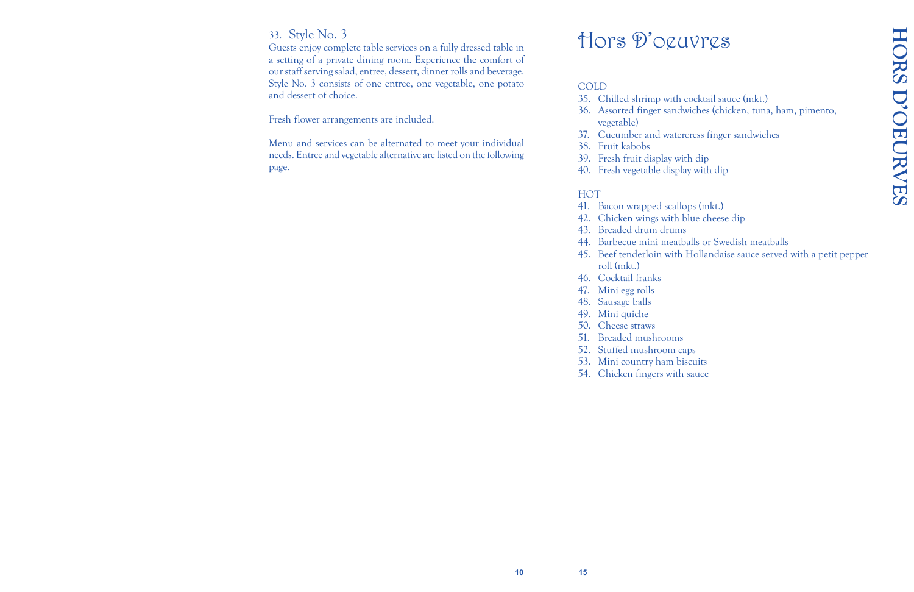### 33. Style No. 3

Guests enjoy complete table services on a fully dressed table in a setting of a private dining room. Experience the comfort of our staff serving salad, entree, dessert, dinner rolls and beverage. Style No. 3 consists of one entree, one vegetable, one potato and dessert of choice.

Fresh flower arrangements are included.

Menu and services can be alternated to meet your individual needs. Entree and vegetable alternative are listed on the following page.

# Hors D'oeuvres

COLD

35. Chilled shrimp with cocktail sauce (mkt.)
36. Assorted finger sandwiches (chicken, tuna, ham, pimento, vegetable)
37. Cucumber and watercress finger sandwiches
38. Fruit kabobs
39. Fresh fruit display with dip
40. Fresh vegetable display with dip

HOT

41. Bacon wrapped scallops (mkt.)
42. Chicken wings with blue cheese dip
43. Breaded drum drums
44. Barbecue mini meatballs or Swedish meatballs
45. Beef tenderloin with Hollandaise sauce served with a petit pepper roll (mkt.)
46. Cocktail franks
47. Mini egg rolls
48. Sausage balls
49. Mini quiche
50. Cheese straws
51. Breaded mushrooms
52. Stuffed mushroom caps
53. Mini country ham biscuits
54. Chicken fingers with sauce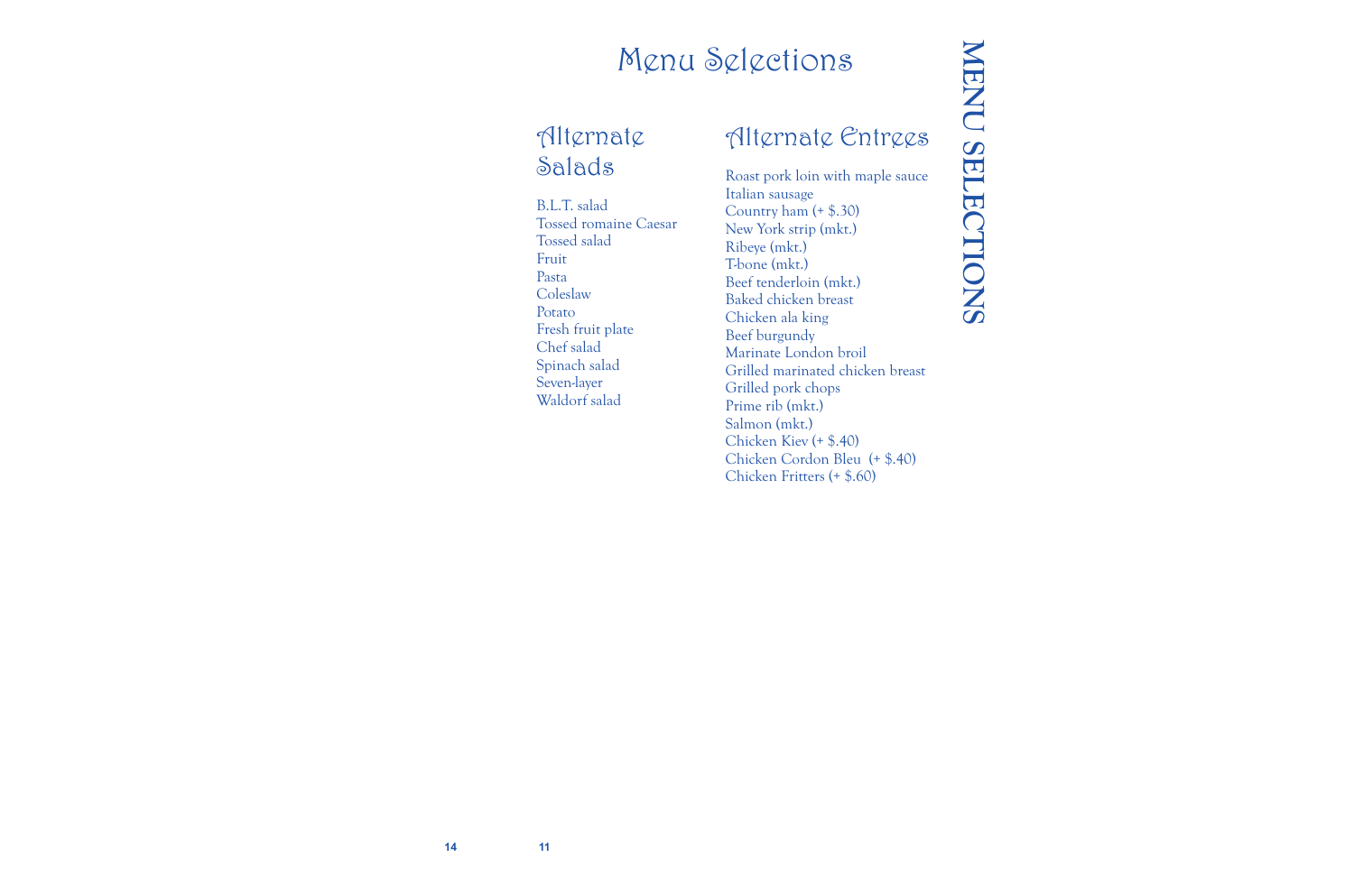# Menu Selections

## Alternate Salads

B.L.T. salad
Tossed romaine Caesar
Tossed salad
Fruit
Pasta
Coleslaw
Potato
Fresh fruit plate
Chef salad
Spinach salad
Seven-layer
Waldorf salad

## Alternate Entrees

Roast pork loin with maple sauce
Italian sausage
Country ham (+ $.30)
New York strip (mkt.)
Ribeye (mkt.)
T-bone (mkt.)
Beef tenderloin (mkt.)
Baked chicken breast
Chicken ala king
Beef burgundy
Marinate London broil
Grilled marinated chicken breast
Grilled pork chops
Prime rib (mkt.)
Salmon (mkt.)
Chicken Kiev (+ $.40)
Chicken Cordon Bleu (+ $.40)
Chicken Fritters (+ $.60)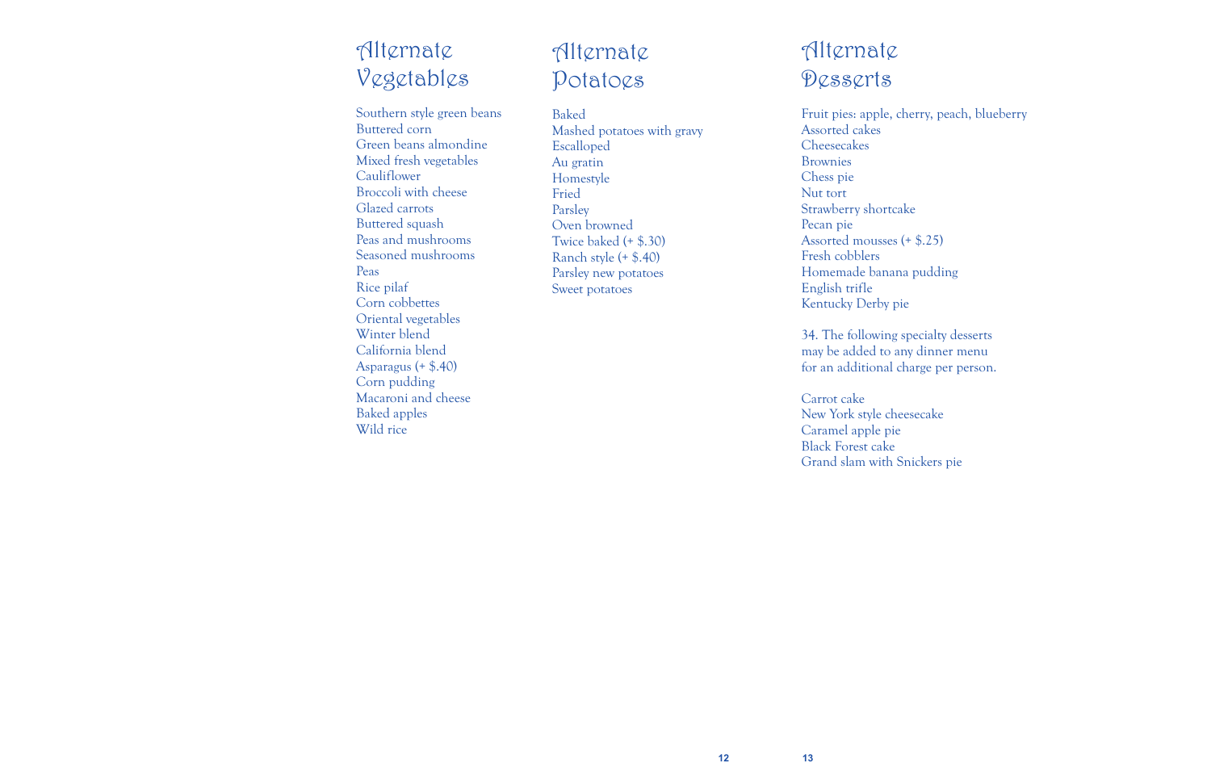## Alternate Vegetables

Southern style green beans
Buttered corn
Green beans almondine
Mixed fresh vegetables
Cauliflower
Broccoli with cheese
Glazed carrots
Buttered squash
Peas and mushrooms
Seasoned mushrooms
Peas
Rice pilaf
Corn cobbettes
Oriental vegetables
Winter blend
California blend
Asparagus (+ $.40)
Corn pudding
Macaroni and cheese
Baked apples
Wild rice

## Alternate Potatoes

Baked
Mashed potatoes with gravy
Escalloped
Au gratin
Homestyle
Fried
Parsley
Oven browned
Twice baked (+ $.30)
Ranch style (+ $.40)
Parsley new potatoes
Sweet potatoes

## Alternate Desserts

Fruit pies: apple, cherry, peach, blueberry
Assorted cakes
Cheesecakes
Brownies
Chess pie
Nut tort
Strawberry shortcake
Pecan pie
Assorted mousses (+ $.25)
Fresh cobblers
Homemade banana pudding
English trifle
Kentucky Derby pie

34. The following specialty desserts may be added to any dinner menu for an additional charge per person.

Carrot cake
New York style cheesecake
Caramel apple pie
Black Forest cake
Grand slam with Snickers pie